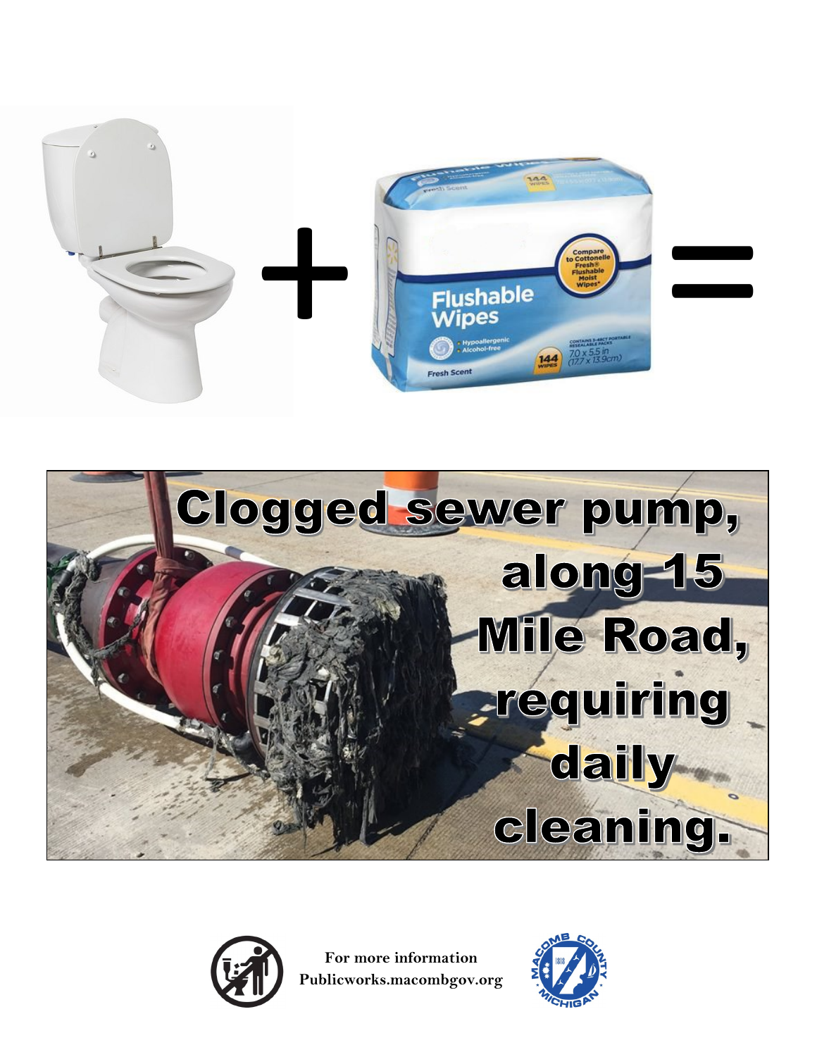Clogged sewer pump, along 15 Mile Road, requiring daily cleaning.

For more information
Publicworks.macombgov.org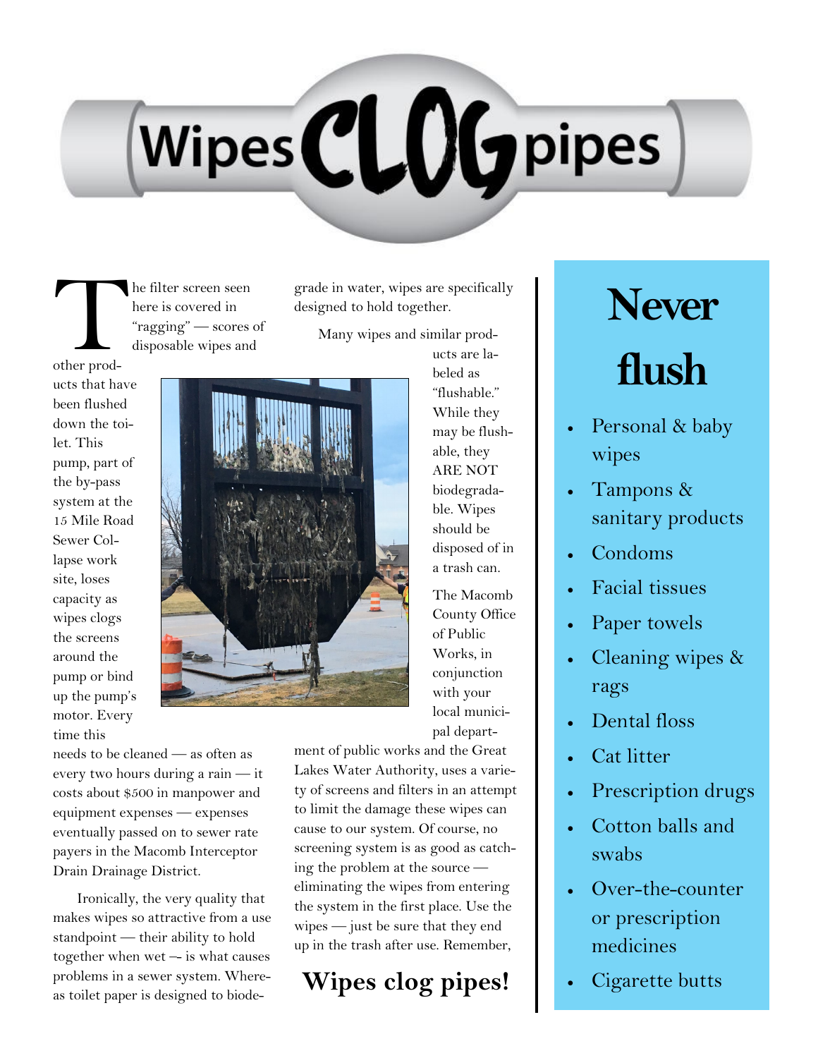# Wipes CLOG pipes

The filter screen seen here is covered in "ragging" — scores of disposable wipes and other products that have been flushed down the toilet. This pump, part of the by-pass system at the 15 Mile Road Sewer Collapse work site, loses capacity as wipes clogs the screens around the pump or bind up the pump's motor. Every time this needs to be cleaned — as often as every two hours during a rain — it costs about $500 in manpower and equipment expenses — expenses eventually passed on to sewer rate payers in the Macomb Interceptor Drain Drainage District.

Ironically, the very quality that makes wipes so attractive from a use standpoint — their ability to hold together when wet -– is what causes problems in a sewer system. Whereas toilet paper is designed to biodegrade in water, wipes are specifically designed to hold together.

Many wipes and similar products are labeled as "flushable." While they may be flushable, they ARE NOT biodegradable. Wipes should be disposed of in a trash can.

The Macomb County Office of Public Works, in conjunction with your local municipal department of public works and the Great Lakes Water Authority, uses a variety of screens and filters in an attempt to limit the damage these wipes can cause to our system. Of course, no screening system is as good as catching the problem at the source — eliminating the wipes from entering the system in the first place. Use the wipes — just be sure that they end up in the trash after use. Remember,

**Wipes clog pipes!**

## Never flush

- Personal & baby wipes
- Tampons & sanitary products
- Condoms
- Facial tissues
- Paper towels
- Cleaning wipes & rags
- Dental floss
- Cat litter
- Prescription drugs
- Cotton balls and swabs
- Over-the-counter or prescription medicines
- Cigarette butts